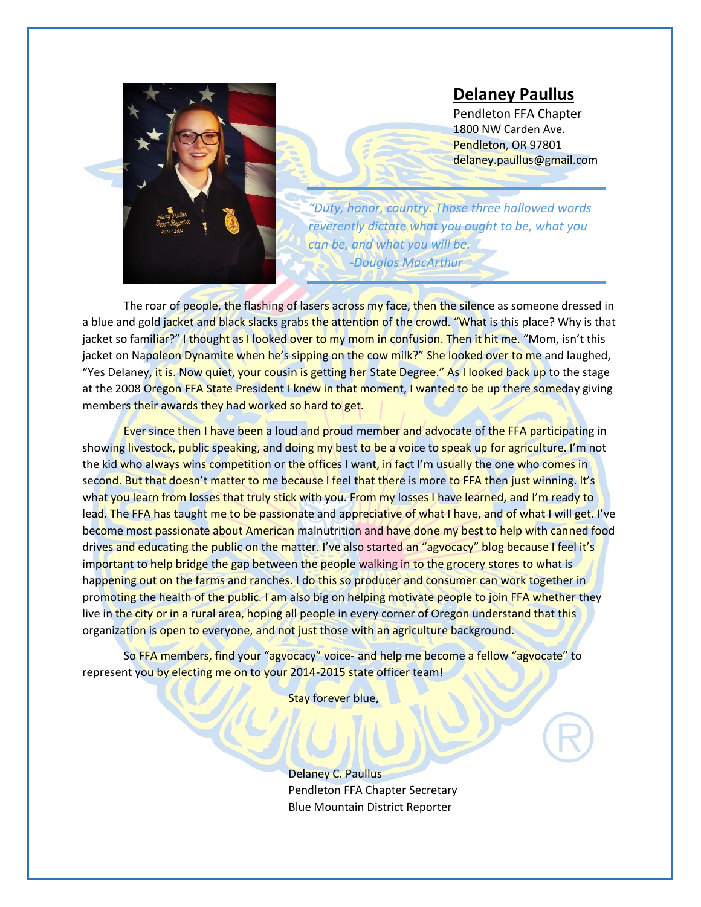## Delaney Paullus

Pendleton FFA Chapter
1800 NW Carden Ave.
Pendleton, OR 97801
delaney.paullus@gmail.com

*"Duty, honor, country. Those three hallowed words reverently dictate what you ought to be, what you can be, and what you will be.*
*-Douglas MacArthur*

The roar of people, the flashing of lasers across my face, then the silence as someone dressed in a blue and gold jacket and black slacks grabs the attention of the crowd. "What is this place? Why is that jacket so familiar?" I thought as I looked over to my mom in confusion. Then it hit me. "Mom, isn't this jacket on Napoleon Dynamite when he's sipping on the cow milk?" She looked over to me and laughed, "Yes Delaney, it is. Now quiet, your cousin is getting her State Degree." As I looked back up to the stage at the 2008 Oregon FFA State President I knew in that moment, I wanted to be up there someday giving members their awards they had worked so hard to get.

Ever since then I have been a loud and proud member and advocate of the FFA participating in showing livestock, public speaking, and doing my best to be a voice to speak up for agriculture. I'm not the kid who always wins competition or the offices I want, in fact I'm usually the one who comes in second. But that doesn't matter to me because I feel that there is more to FFA then just winning. It's what you learn from losses that truly stick with you. From my losses I have learned, and I'm ready to lead. The FFA has taught me to be passionate and appreciative of what I have, and of what I will get. I've become most passionate about American malnutrition and have done my best to help with canned food drives and educating the public on the matter. I've also started an "agvocacy" blog because I feel it's important to help bridge the gap between the people walking in to the grocery stores to what is happening out on the farms and ranches. I do this so producer and consumer can work together in promoting the health of the public. I am also big on helping motivate people to join FFA whether they live in the city or in a rural area, hoping all people in every corner of Oregon understand that this organization is open to everyone, and not just those with an agriculture background.

So FFA members, find your "agvocacy" voice- and help me become a fellow "agvocate" to represent you by electing me on to your 2014-2015 state officer team!

Stay forever blue,

Delaney C. Paullus
Pendleton FFA Chapter Secretary
Blue Mountain District Reporter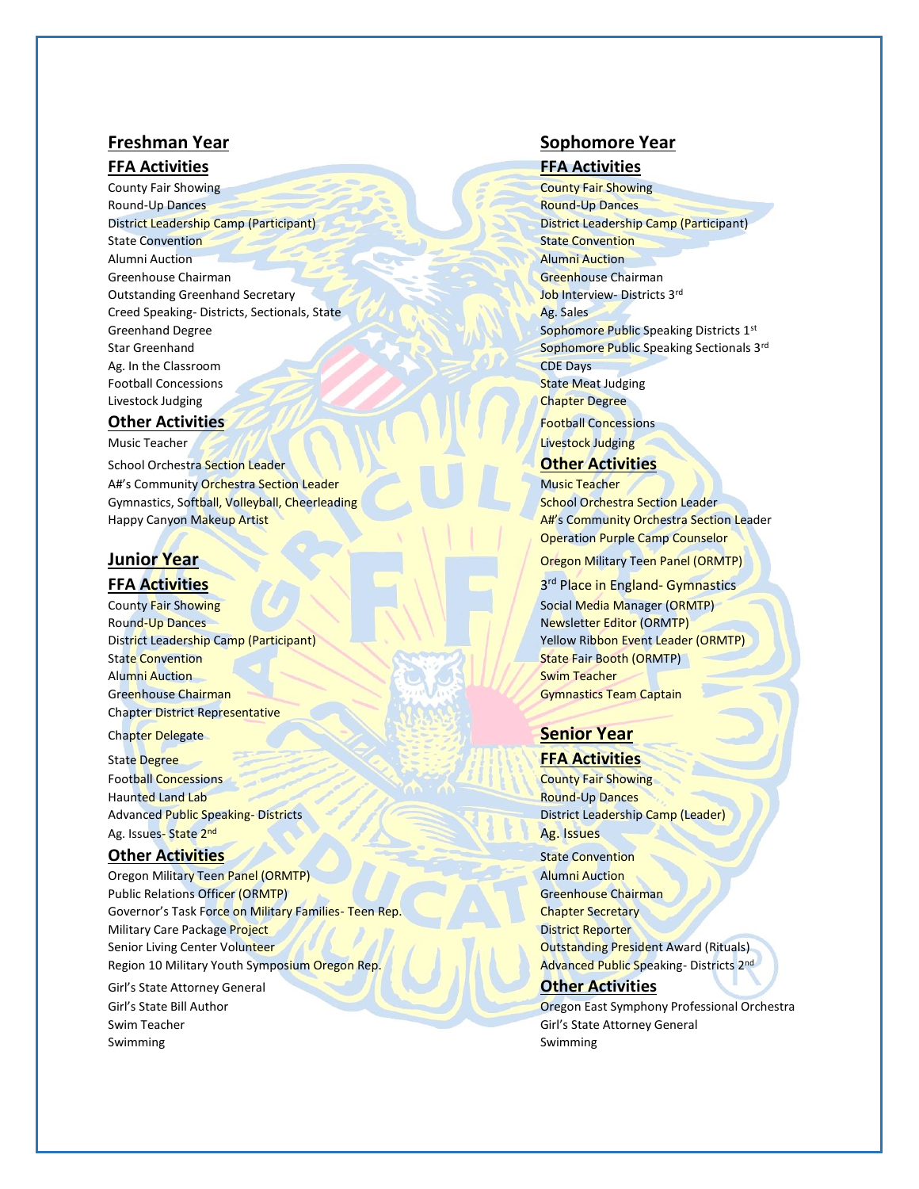## Freshman Year

### FFA Activities

County Fair Showing
Round-Up Dances
District Leadership Camp (Participant)
State Convention
Alumni Auction
Greenhouse Chairman
Outstanding Greenhand Secretary
Creed Speaking- Districts, Sectionals, State
Greenhand Degree
Star Greenhand
Ag. In the Classroom
Football Concessions
Livestock Judging

### Other Activities

Music Teacher
School Orchestra Section Leader
A#'s Community Orchestra Section Leader
Gymnastics, Softball, Volleyball, Cheerleading
Happy Canyon Makeup Artist

## Sophomore Year

### FFA Activities

County Fair Showing
Round-Up Dances
District Leadership Camp (Participant)
State Convention
Alumni Auction
Greenhouse Chairman
Job Interview- Districts 3rd
Ag. Sales
Sophomore Public Speaking Districts 1st
Sophomore Public Speaking Sectionals 3rd
CDE Days
State Meat Judging
Chapter Degree
Football Concessions
Livestock Judging

### Other Activities

Music Teacher
School Orchestra Section Leader
A#'s Community Orchestra Section Leader
Operation Purple Camp Counselor
Oregon Military Teen Panel (ORMTP)
3rd Place in England- Gymnastics
Social Media Manager (ORMTP)
Newsletter Editor (ORMTP)
Yellow Ribbon Event Leader (ORMTP)
State Fair Booth (ORMTP)
Swim Teacher
Gymnastics Team Captain

## Junior Year

### FFA Activities

County Fair Showing
Round-Up Dances
District Leadership Camp (Participant)
State Convention
Alumni Auction
Greenhouse Chairman
Chapter District Representative
Chapter Delegate
State Degree
Football Concessions
Haunted Land Lab
Advanced Public Speaking- Districts
Ag. Issues- State 2nd

### Other Activities

Oregon Military Teen Panel (ORMTP)
Public Relations Officer (ORMTP)
Governor's Task Force on Military Families- Teen Rep.
Military Care Package Project
Senior Living Center Volunteer
Region 10 Military Youth Symposium Oregon Rep.
Girl's State Attorney General
Girl's State Bill Author
Swim Teacher
Swimming

## Senior Year

### FFA Activities

County Fair Showing
Round-Up Dances
District Leadership Camp (Leader)
Ag. Issues
State Convention
Alumni Auction
Greenhouse Chairman
Chapter Secretary
District Reporter
Outstanding President Award (Rituals)
Advanced Public Speaking- Districts 2nd

### Other Activities

Oregon East Symphony Professional Orchestra
Girl's State Attorney General
Swimming